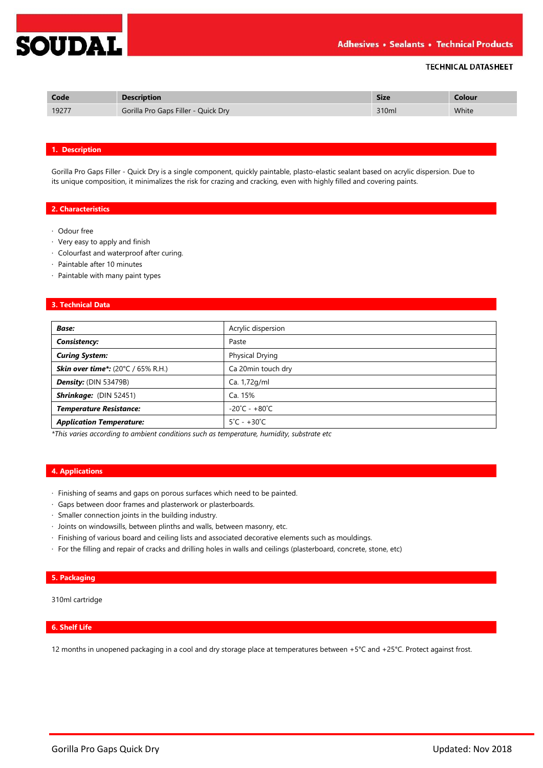SOUDAL

Adhesives • Sealants • Technical Products

TECHNICAL DATASHEET

| Code | Description | Size | Colour |
| --- | --- | --- | --- |
| 19277 | Gorilla Pro Gaps Filler - Quick Dry | 310ml | White |

## 1. Description

Gorilla Pro Gaps Filler - Quick Dry is a single component, quickly paintable, plasto-elastic sealant based on acrylic dispersion. Due to its unique composition, it minimalizes the risk for crazing and cracking, even with highly filled and covering paints.

## 2. Characteristics

- Odour free
- Very easy to apply and finish
- Colourfast and waterproof after curing.
- Paintable after 10 minutes
- Paintable with many paint types

## 3. Technical Data

| | |
| --- | --- |
| ***Base:*** | Acrylic dispersion |
| ***Consistency:*** | Paste |
| ***Curing System:*** | Physical Drying |
| ***Skin over time\*:*** (20°C / 65% R.H.) | Ca 20min touch dry |
| ***Density:*** (DIN 53479B) | Ca. 1,72g/ml |
| ***Shrinkage:*** (DIN 52451) | Ca. 15% |
| ***Temperature Resistance:*** | -20˚C - +80˚C |
| ***Application Temperature:*** | 5˚C - +30˚C |

*\*This varies according to ambient conditions such as temperature, humidity, substrate etc*

## 4. Applications

- Finishing of seams and gaps on porous surfaces which need to be painted.
- Gaps between door frames and plasterwork or plasterboards.
- Smaller connection joints in the building industry.
- Joints on windowsills, between plinths and walls, between masonry, etc.
- Finishing of various board and ceiling lists and associated decorative elements such as mouldings.
- For the filling and repair of cracks and drilling holes in walls and ceilings (plasterboard, concrete, stone, etc)

## 5. Packaging

310ml cartridge

## 6. Shelf Life

12 months in unopened packaging in a cool and dry storage place at temperatures between +5°C and +25°C. Protect against frost.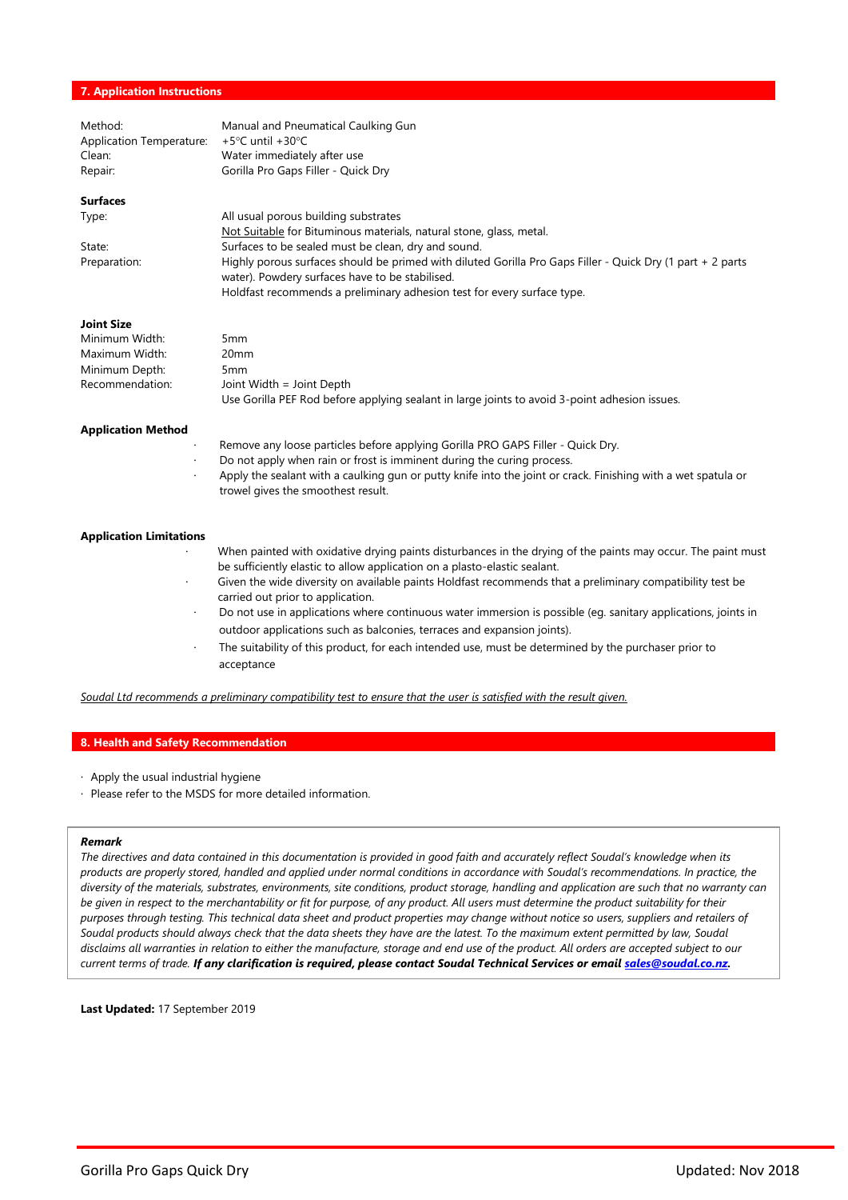## 7. Application Instructions

| | |
|---|---|
| Method: | Manual and Pneumatical Caulking Gun |
| Application Temperature: | +5°C until +30°C |
| Clean: | Water immediately after use |
| Repair: | Gorilla Pro Gaps Filler - Quick Dry |

**Surfaces**

| | |
|---|---|
| Type: | All usual porous building substrates<br>Not Suitable for Bituminous materials, natural stone, glass, metal. |
| State: | Surfaces to be sealed must be clean, dry and sound. |
| Preparation: | Highly porous surfaces should be primed with diluted Gorilla Pro Gaps Filler - Quick Dry (1 part + 2 parts water). Powdery surfaces have to be stabilised.<br>Holdfast recommends a preliminary adhesion test for every surface type. |

**Joint Size**

| | |
|---|---|
| Minimum Width: | 5mm |
| Maximum Width: | 20mm |
| Minimum Depth: | 5mm |
| Recommendation: | Joint Width = Joint Depth<br>Use Gorilla PEF Rod before applying sealant in large joints to avoid 3-point adhesion issues. |

**Application Method**

- Remove any loose particles before applying Gorilla PRO GAPS Filler - Quick Dry.
- Do not apply when rain or frost is imminent during the curing process.
- Apply the sealant with a caulking gun or putty knife into the joint or crack. Finishing with a wet spatula or trowel gives the smoothest result.

**Application Limitations**

- When painted with oxidative drying paints disturbances in the drying of the paints may occur. The paint must be sufficiently elastic to allow application on a plasto-elastic sealant.
- Given the wide diversity on available paints Holdfast recommends that a preliminary compatibility test be carried out prior to application.
- Do not use in applications where continuous water immersion is possible (eg. sanitary applications, joints in outdoor applications such as balconies, terraces and expansion joints).
- The suitability of this product, for each intended use, must be determined by the purchaser prior to acceptance

*Soudal Ltd recommends a preliminary compatibility test to ensure that the user is satisfied with the result given.*

## 8. Health and Safety Recommendation

- Apply the usual industrial hygiene
- Please refer to the MSDS for more detailed information.

***Remark***

*The directives and data contained in this documentation is provided in good faith and accurately reflect Soudal's knowledge when its products are properly stored, handled and applied under normal conditions in accordance with Soudal's recommendations. In practice, the diversity of the materials, substrates, environments, site conditions, product storage, handling and application are such that no warranty can be given in respect to the merchantability or fit for purpose, of any product. All users must determine the product suitability for their purposes through testing. This technical data sheet and product properties may change without notice so users, suppliers and retailers of Soudal products should always check that the data sheets they have are the latest. To the maximum extent permitted by law, Soudal disclaims all warranties in relation to either the manufacture, storage and end use of the product. All orders are accepted subject to our current terms of trade.* ***If any clarification is required, please contact Soudal Technical Services or email sales@soudal.co.nz.***

**Last Updated:** 17 September 2019